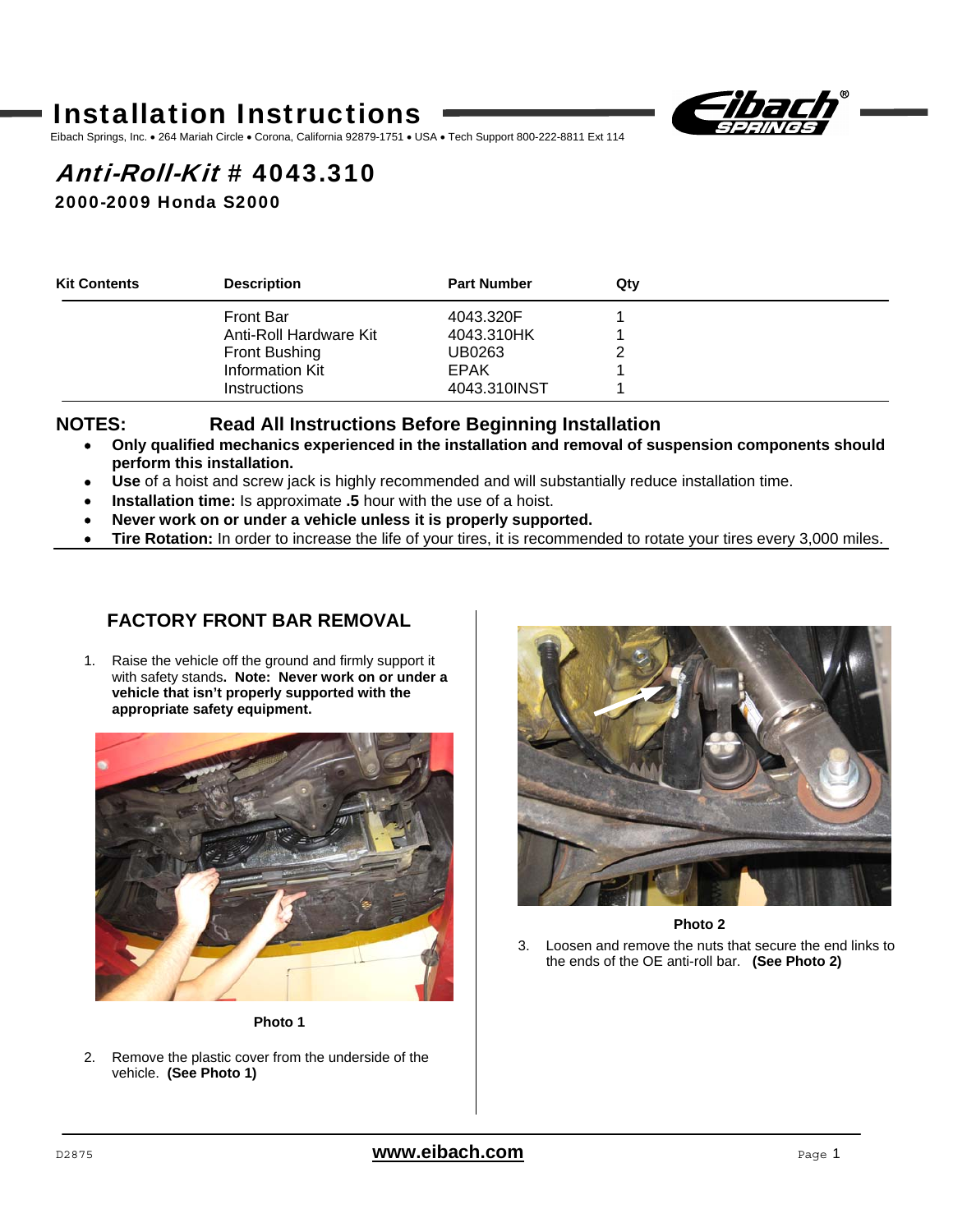# Installation Instructions

Eibach Springs, Inc. • 264 Mariah Circle • Corona, California 92879-1751 • USA • Tech Support 800-222-8811 Ext 114

## *Anti-Roll-Kit* # 4043.310

### 2000-2009 Honda S2000

| Kit Contents | Description | Part Number | Qty |
|---|---|---|---|
| | Front Bar | 4043.320F | 1 |
| | Anti-Roll Hardware Kit | 4043.310HK | 1 |
| | Front Bushing | UB0263 | 2 |
| | Information Kit | EPAK | 1 |
| | Instructions | 4043.310INST | 1 |

**NOTES: Read All Instructions Before Beginning Installation**

- **Only qualified mechanics experienced in the installation and removal of suspension components should perform this installation.**
- **Use** of a hoist and screw jack is highly recommended and will substantially reduce installation time.
- **Installation time:** Is approximate **.5** hour with the use of a hoist.
- **Never work on or under a vehicle unless it is properly supported.**
- **Tire Rotation:** In order to increase the life of your tires, it is recommended to rotate your tires every 3,000 miles.

## FACTORY FRONT BAR REMOVAL

1. Raise the vehicle off the ground and firmly support it with safety stands**. Note: Never work on or under a vehicle that isn't properly supported with the appropriate safety equipment.**

**Photo 1**

2. Remove the plastic cover from the underside of the vehicle. **(See Photo 1)**

**Photo 2**

3. Loosen and remove the nuts that secure the end links to the ends of the OE anti-roll bar. **(See Photo 2)**

D2875 **www.eibach.com**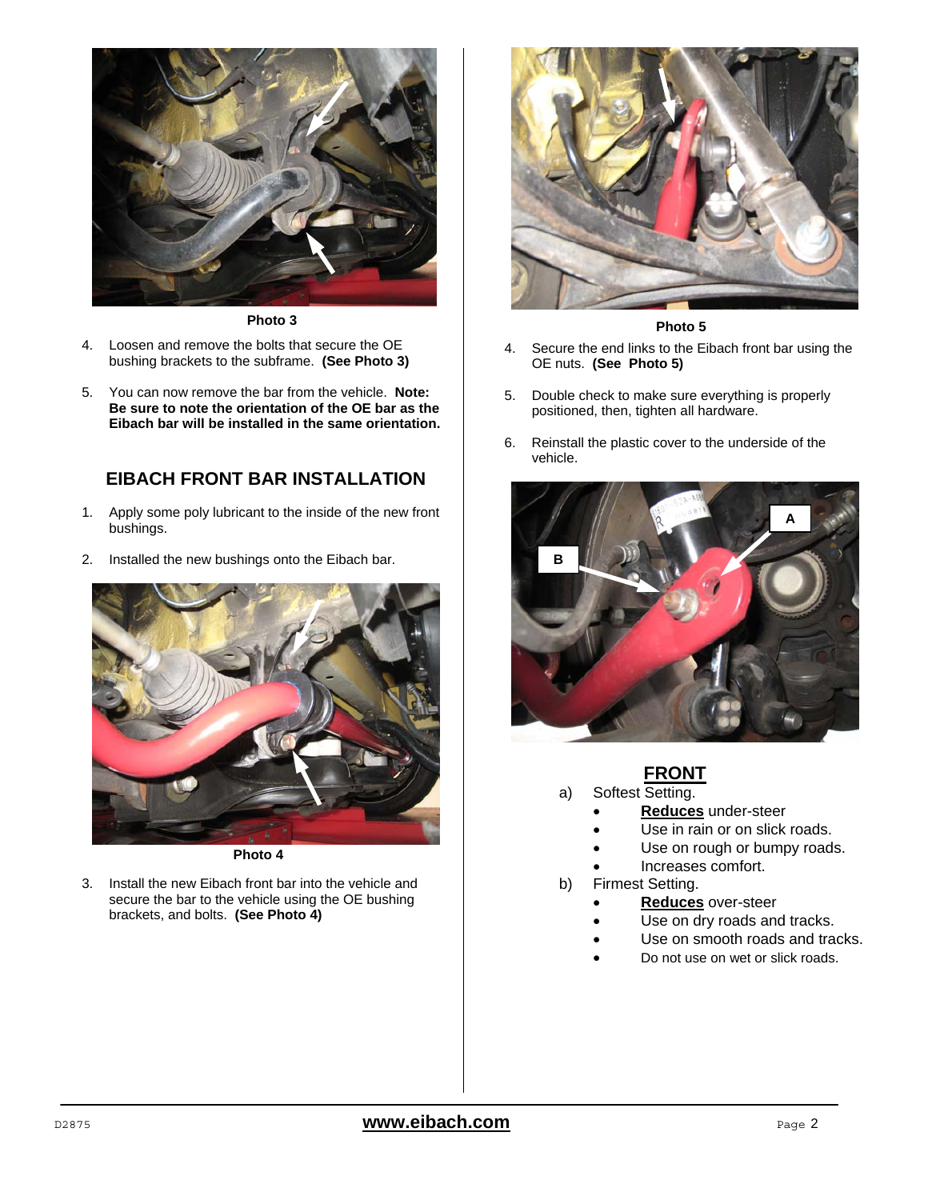Photo 3

4. Loosen and remove the bolts that secure the OE bushing brackets to the subframe. **(See Photo 3)**

5. You can now remove the bar from the vehicle. **Note: Be sure to note the orientation of the OE bar as the Eibach bar will be installed in the same orientation.**

## EIBACH FRONT BAR INSTALLATION

1. Apply some poly lubricant to the inside of the new front bushings.

2. Installed the new bushings onto the Eibach bar.

Photo 4

3. Install the new Eibach front bar into the vehicle and secure the bar to the vehicle using the OE bushing brackets, and bolts. **(See Photo 4)**

Photo 5

4. Secure the end links to the Eibach front bar using the OE nuts. **(See Photo 5)**

5. Double check to make sure everything is properly positioned, then, tighten all hardware.

6. Reinstall the plastic cover to the underside of the vehicle.

A

B

## FRONT

a) Softest Setting.
- **Reduces** under-steer
- Use in rain or on slick roads.
- Use on rough or bumpy roads.
- Increases comfort.

b) Firmest Setting.
- **Reduces** over-steer
- Use on dry roads and tracks.
- Use on smooth roads and tracks.
- Do not use on wet or slick roads.

D2875 **www.eibach.com**